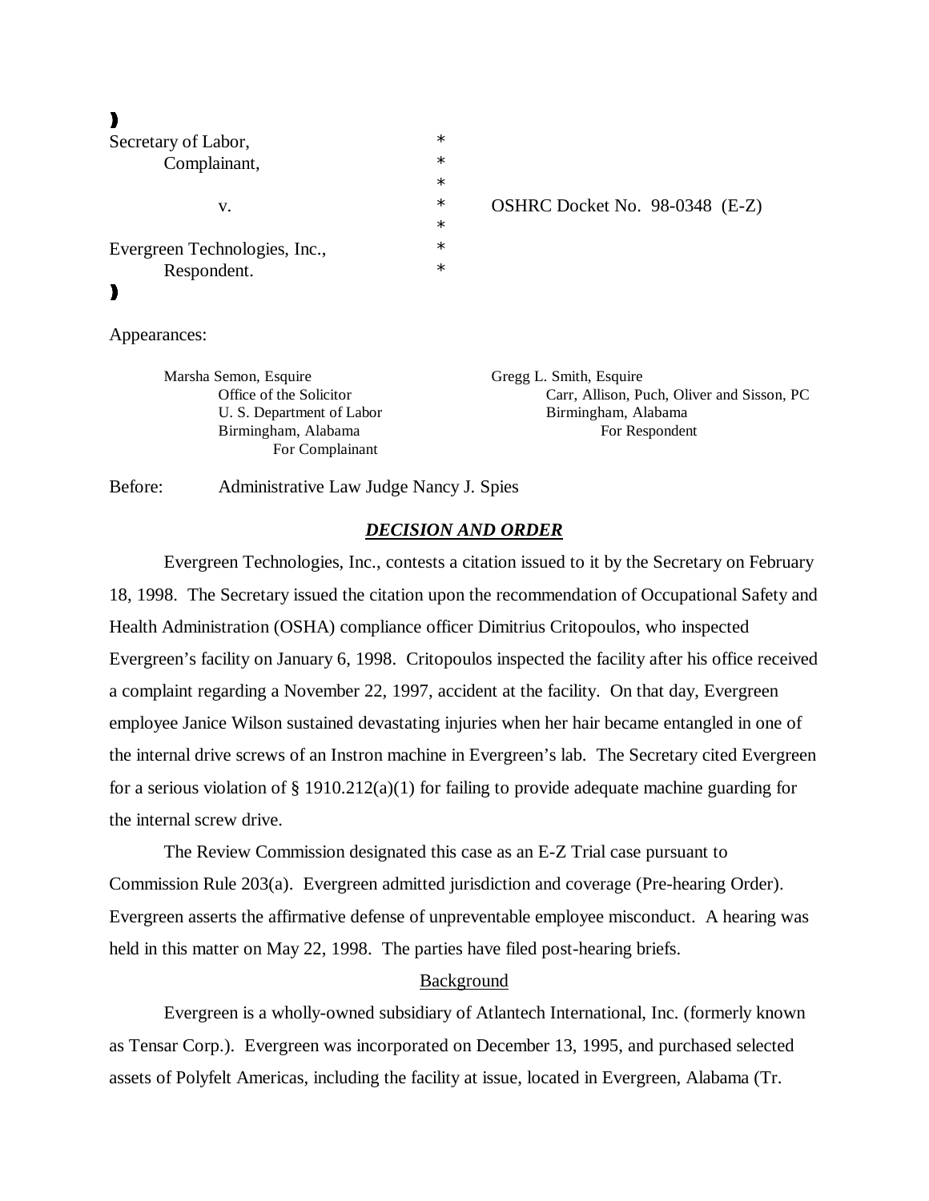| | | |
|---|---|---|
| Secretary of Labor, | * | |
| Complainant, | * | |
| | * | |
| v. | * | OSHRC Docket No. 98-0348 (E-Z) |
| | * | |
| Evergreen Technologies, Inc., | * | |
| Respondent. | * | |

Appearances:

Marsha Semon, Esquire
Office of the Solicitor
U. S. Department of Labor
Birmingham, Alabama
For Complainant

Gregg L. Smith, Esquire
Carr, Allison, Puch, Oliver and Sisson, PC
Birmingham, Alabama
For Respondent

Before: Administrative Law Judge Nancy J. Spies

## ***DECISION AND ORDER***

Evergreen Technologies, Inc., contests a citation issued to it by the Secretary on February 18, 1998. The Secretary issued the citation upon the recommendation of Occupational Safety and Health Administration (OSHA) compliance officer Dimitrius Critopoulos, who inspected Evergreen's facility on January 6, 1998. Critopoulos inspected the facility after his office received a complaint regarding a November 22, 1997, accident at the facility. On that day, Evergreen employee Janice Wilson sustained devastating injuries when her hair became entangled in one of the internal drive screws of an Instron machine in Evergreen's lab. The Secretary cited Evergreen for a serious violation of § 1910.212(a)(1) for failing to provide adequate machine guarding for the internal screw drive.

The Review Commission designated this case as an E-Z Trial case pursuant to Commission Rule 203(a). Evergreen admitted jurisdiction and coverage (Pre-hearing Order). Evergreen asserts the affirmative defense of unpreventable employee misconduct. A hearing was held in this matter on May 22, 1998. The parties have filed post-hearing briefs.

### Background

Evergreen is a wholly-owned subsidiary of Atlantech International, Inc. (formerly known as Tensar Corp.). Evergreen was incorporated on December 13, 1995, and purchased selected assets of Polyfelt Americas, including the facility at issue, located in Evergreen, Alabama (Tr.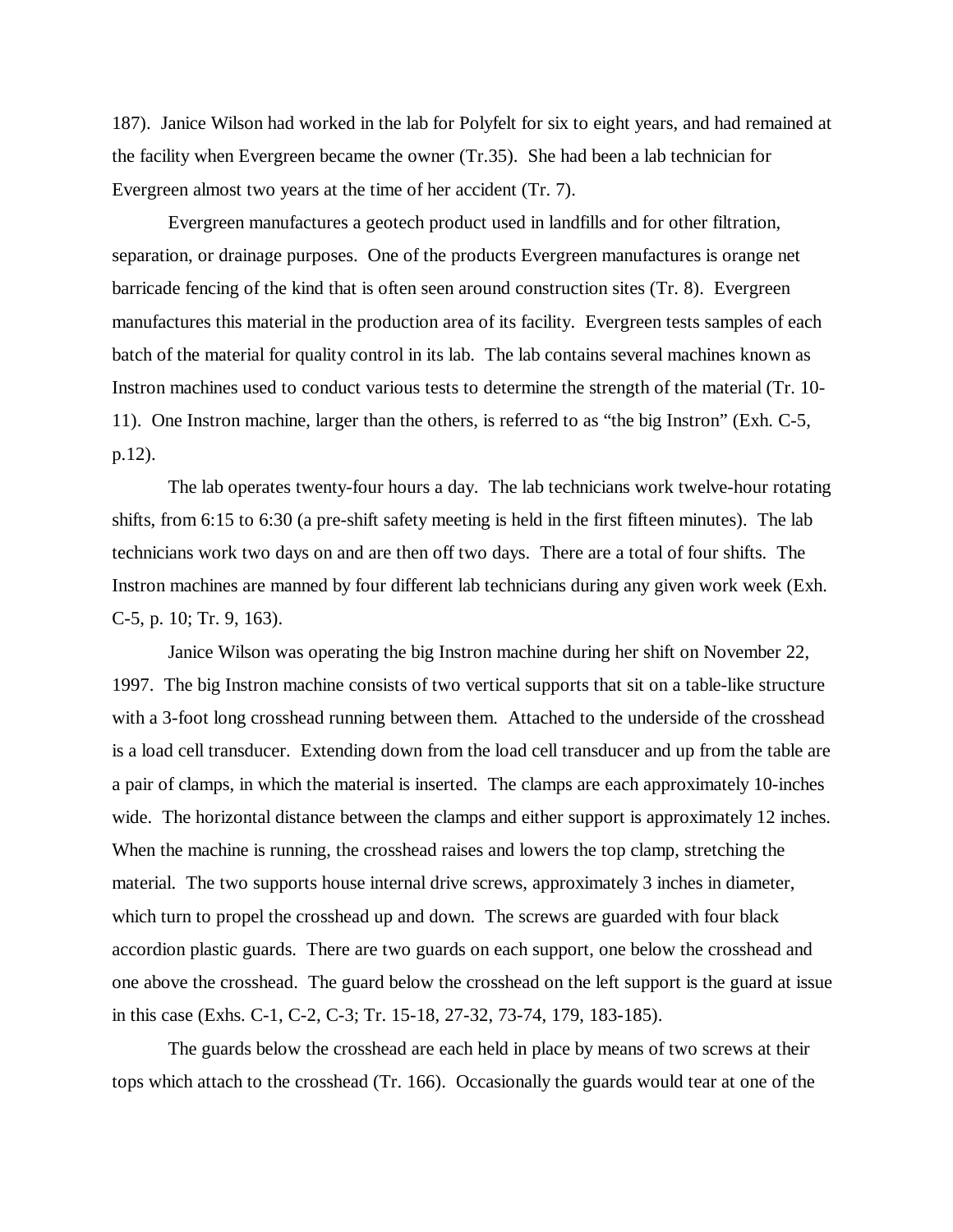187). Janice Wilson had worked in the lab for Polyfelt for six to eight years, and had remained at the facility when Evergreen became the owner (Tr.35). She had been a lab technician for Evergreen almost two years at the time of her accident (Tr. 7).

Evergreen manufactures a geotech product used in landfills and for other filtration, separation, or drainage purposes. One of the products Evergreen manufactures is orange net barricade fencing of the kind that is often seen around construction sites (Tr. 8). Evergreen manufactures this material in the production area of its facility. Evergreen tests samples of each batch of the material for quality control in its lab. The lab contains several machines known as Instron machines used to conduct various tests to determine the strength of the material (Tr. 10-11). One Instron machine, larger than the others, is referred to as "the big Instron" (Exh. C-5, p.12).

The lab operates twenty-four hours a day. The lab technicians work twelve-hour rotating shifts, from 6:15 to 6:30 (a pre-shift safety meeting is held in the first fifteen minutes). The lab technicians work two days on and are then off two days. There are a total of four shifts. The Instron machines are manned by four different lab technicians during any given work week (Exh. C-5, p. 10; Tr. 9, 163).

Janice Wilson was operating the big Instron machine during her shift on November 22, 1997. The big Instron machine consists of two vertical supports that sit on a table-like structure with a 3-foot long crosshead running between them. Attached to the underside of the crosshead is a load cell transducer. Extending down from the load cell transducer and up from the table are a pair of clamps, in which the material is inserted. The clamps are each approximately 10-inches wide. The horizontal distance between the clamps and either support is approximately 12 inches. When the machine is running, the crosshead raises and lowers the top clamp, stretching the material. The two supports house internal drive screws, approximately 3 inches in diameter, which turn to propel the crosshead up and down. The screws are guarded with four black accordion plastic guards. There are two guards on each support, one below the crosshead and one above the crosshead. The guard below the crosshead on the left support is the guard at issue in this case (Exhs. C-1, C-2, C-3; Tr. 15-18, 27-32, 73-74, 179, 183-185).

The guards below the crosshead are each held in place by means of two screws at their tops which attach to the crosshead (Tr. 166). Occasionally the guards would tear at one of the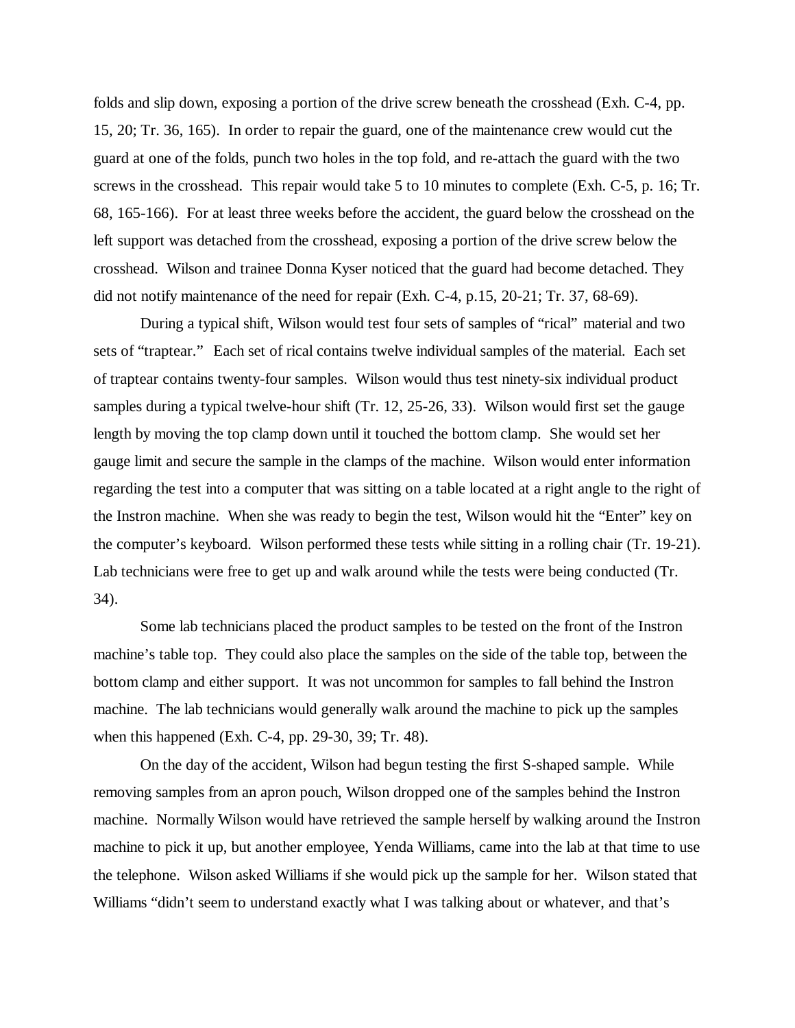folds and slip down, exposing a portion of the drive screw beneath the crosshead (Exh. C-4, pp. 15, 20; Tr. 36, 165). In order to repair the guard, one of the maintenance crew would cut the guard at one of the folds, punch two holes in the top fold, and re-attach the guard with the two screws in the crosshead. This repair would take 5 to 10 minutes to complete (Exh. C-5, p. 16; Tr. 68, 165-166). For at least three weeks before the accident, the guard below the crosshead on the left support was detached from the crosshead, exposing a portion of the drive screw below the crosshead. Wilson and trainee Donna Kyser noticed that the guard had become detached. They did not notify maintenance of the need for repair (Exh. C-4, p.15, 20-21; Tr. 37, 68-69).

During a typical shift, Wilson would test four sets of samples of "rical" material and two sets of "traptear." Each set of rical contains twelve individual samples of the material. Each set of traptear contains twenty-four samples. Wilson would thus test ninety-six individual product samples during a typical twelve-hour shift (Tr. 12, 25-26, 33). Wilson would first set the gauge length by moving the top clamp down until it touched the bottom clamp. She would set her gauge limit and secure the sample in the clamps of the machine. Wilson would enter information regarding the test into a computer that was sitting on a table located at a right angle to the right of the Instron machine. When she was ready to begin the test, Wilson would hit the "Enter" key on the computer's keyboard. Wilson performed these tests while sitting in a rolling chair (Tr. 19-21). Lab technicians were free to get up and walk around while the tests were being conducted (Tr. 34).

Some lab technicians placed the product samples to be tested on the front of the Instron machine's table top. They could also place the samples on the side of the table top, between the bottom clamp and either support. It was not uncommon for samples to fall behind the Instron machine. The lab technicians would generally walk around the machine to pick up the samples when this happened (Exh. C-4, pp. 29-30, 39; Tr. 48).

On the day of the accident, Wilson had begun testing the first S-shaped sample. While removing samples from an apron pouch, Wilson dropped one of the samples behind the Instron machine. Normally Wilson would have retrieved the sample herself by walking around the Instron machine to pick it up, but another employee, Yenda Williams, came into the lab at that time to use the telephone. Wilson asked Williams if she would pick up the sample for her. Wilson stated that Williams "didn't seem to understand exactly what I was talking about or whatever, and that's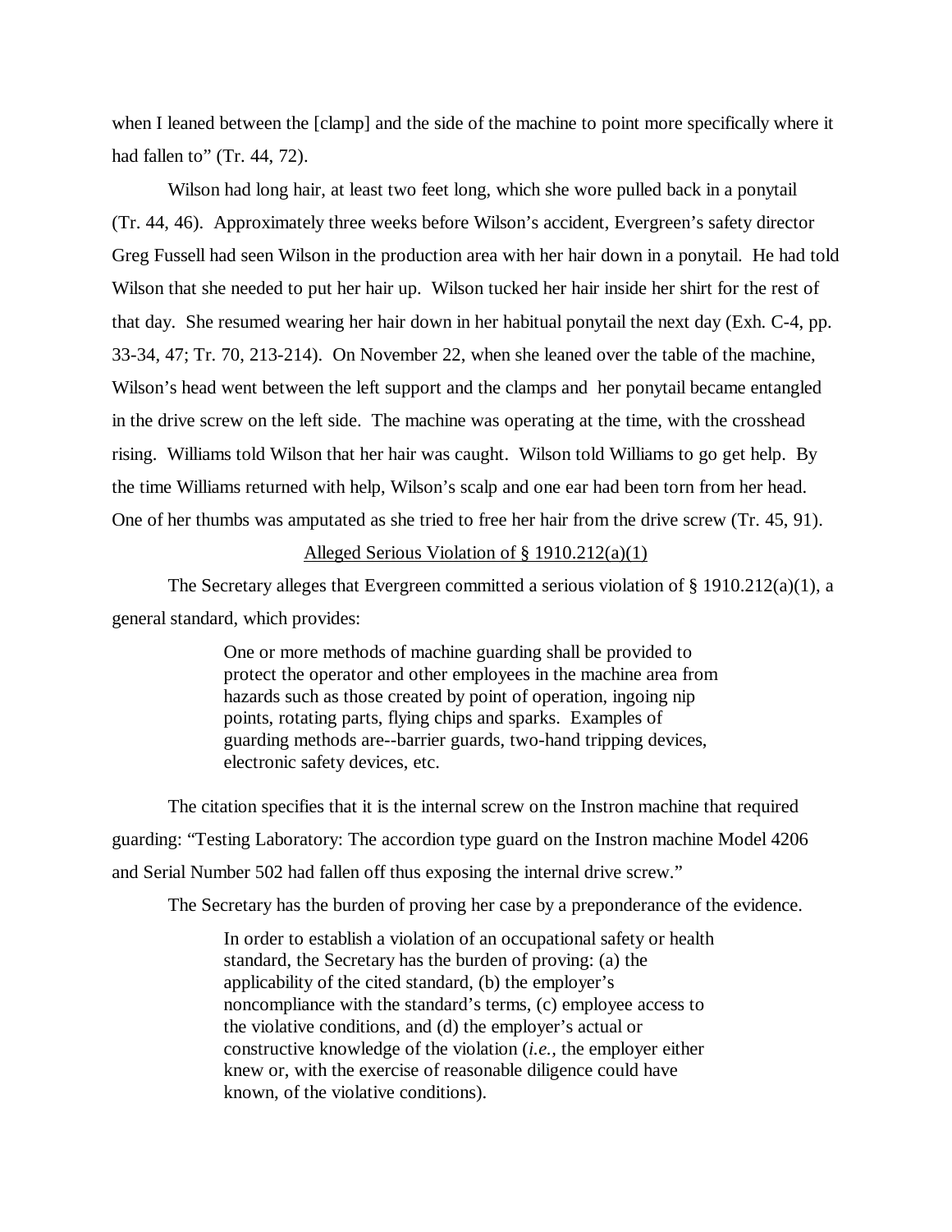when I leaned between the [clamp] and the side of the machine to point more specifically where it had fallen to" (Tr. 44, 72).

Wilson had long hair, at least two feet long, which she wore pulled back in a ponytail (Tr. 44, 46). Approximately three weeks before Wilson's accident, Evergreen's safety director Greg Fussell had seen Wilson in the production area with her hair down in a ponytail. He had told Wilson that she needed to put her hair up. Wilson tucked her hair inside her shirt for the rest of that day. She resumed wearing her hair down in her habitual ponytail the next day (Exh. C-4, pp. 33-34, 47; Tr. 70, 213-214). On November 22, when she leaned over the table of the machine, Wilson's head went between the left support and the clamps and her ponytail became entangled in the drive screw on the left side. The machine was operating at the time, with the crosshead rising. Williams told Wilson that her hair was caught. Wilson told Williams to go get help. By the time Williams returned with help, Wilson's scalp and one ear had been torn from her head. One of her thumbs was amputated as she tried to free her hair from the drive screw (Tr. 45, 91).

<u>Alleged Serious Violation of § 1910.212(a)(1)</u>

The Secretary alleges that Evergreen committed a serious violation of § 1910.212(a)(1), a general standard, which provides:

> One or more methods of machine guarding shall be provided to protect the operator and other employees in the machine area from hazards such as those created by point of operation, ingoing nip points, rotating parts, flying chips and sparks. Examples of guarding methods are--barrier guards, two-hand tripping devices, electronic safety devices, etc.

The citation specifies that it is the internal screw on the Instron machine that required guarding: "Testing Laboratory: The accordion type guard on the Instron machine Model 4206 and Serial Number 502 had fallen off thus exposing the internal drive screw."

The Secretary has the burden of proving her case by a preponderance of the evidence.

> In order to establish a violation of an occupational safety or health standard, the Secretary has the burden of proving: (a) the applicability of the cited standard, (b) the employer's noncompliance with the standard's terms, (c) employee access to the violative conditions, and (d) the employer's actual or constructive knowledge of the violation (*i.e.,* the employer either knew or, with the exercise of reasonable diligence could have known, of the violative conditions).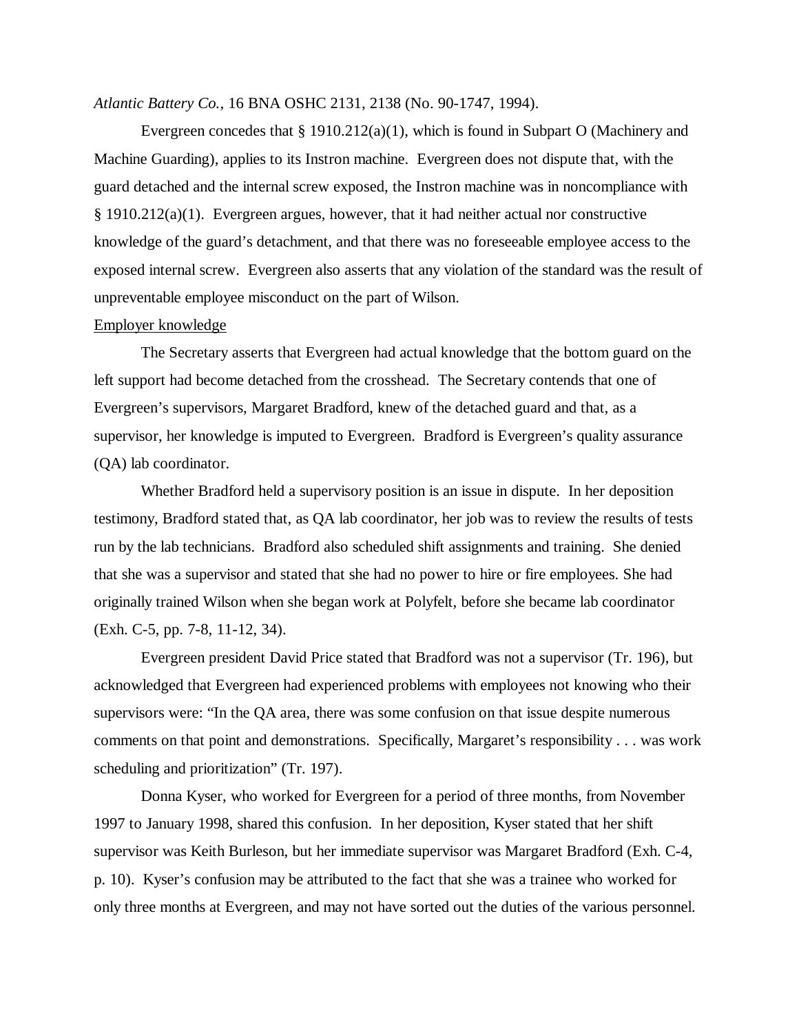*Atlantic Battery Co.,* 16 BNA OSHC 2131, 2138 (No. 90-1747, 1994).

Evergreen concedes that § 1910.212(a)(1), which is found in Subpart O (Machinery and Machine Guarding), applies to its Instron machine. Evergreen does not dispute that, with the guard detached and the internal screw exposed, the Instron machine was in noncompliance with § 1910.212(a)(1). Evergreen argues, however, that it had neither actual nor constructive knowledge of the guard's detachment, and that there was no foreseeable employee access to the exposed internal screw. Evergreen also asserts that any violation of the standard was the result of unpreventable employee misconduct on the part of Wilson.

<u>Employer knowledge</u>

The Secretary asserts that Evergreen had actual knowledge that the bottom guard on the left support had become detached from the crosshead. The Secretary contends that one of Evergreen's supervisors, Margaret Bradford, knew of the detached guard and that, as a supervisor, her knowledge is imputed to Evergreen. Bradford is Evergreen's quality assurance (QA) lab coordinator.

Whether Bradford held a supervisory position is an issue in dispute. In her deposition testimony, Bradford stated that, as QA lab coordinator, her job was to review the results of tests run by the lab technicians. Bradford also scheduled shift assignments and training. She denied that she was a supervisor and stated that she had no power to hire or fire employees. She had originally trained Wilson when she began work at Polyfelt, before she became lab coordinator (Exh. C-5, pp. 7-8, 11-12, 34).

Evergreen president David Price stated that Bradford was not a supervisor (Tr. 196), but acknowledged that Evergreen had experienced problems with employees not knowing who their supervisors were: "In the QA area, there was some confusion on that issue despite numerous comments on that point and demonstrations. Specifically, Margaret's responsibility . . . was work scheduling and prioritization" (Tr. 197).

Donna Kyser, who worked for Evergreen for a period of three months, from November 1997 to January 1998, shared this confusion. In her deposition, Kyser stated that her shift supervisor was Keith Burleson, but her immediate supervisor was Margaret Bradford (Exh. C-4, p. 10). Kyser's confusion may be attributed to the fact that she was a trainee who worked for only three months at Evergreen, and may not have sorted out the duties of the various personnel.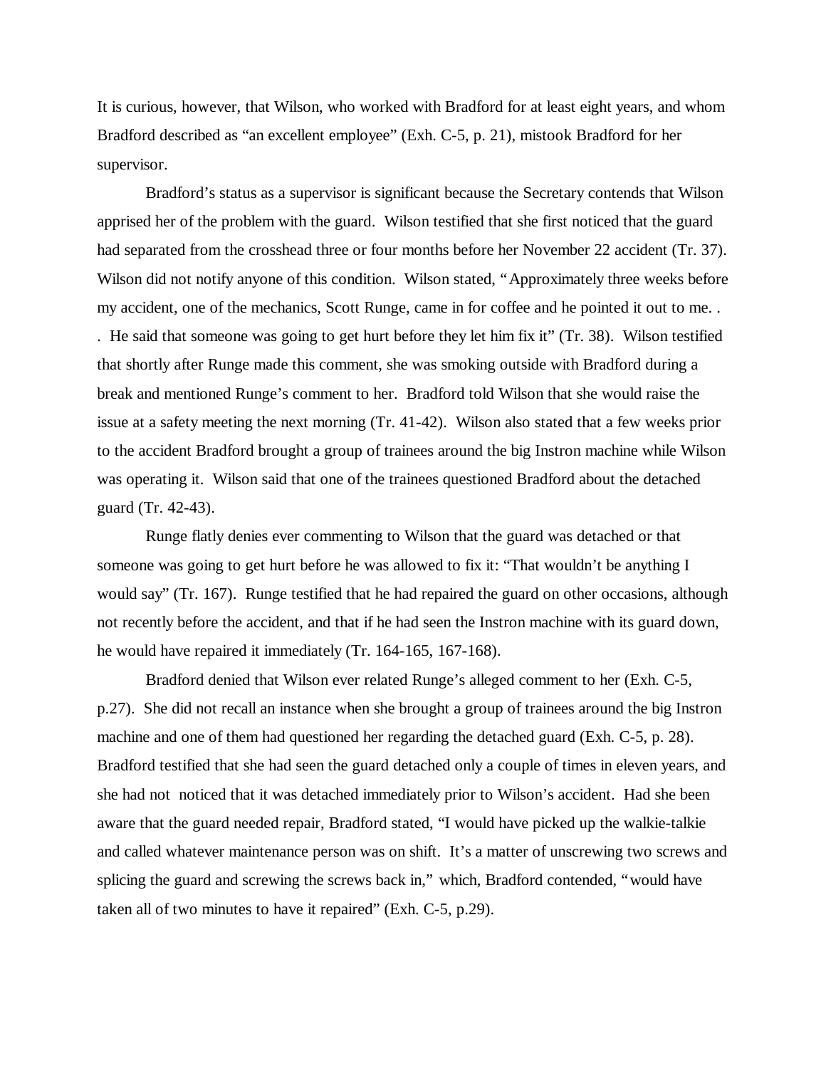It is curious, however, that Wilson, who worked with Bradford for at least eight years, and whom Bradford described as "an excellent employee" (Exh. C-5, p. 21), mistook Bradford for her supervisor.

Bradford's status as a supervisor is significant because the Secretary contends that Wilson apprised her of the problem with the guard. Wilson testified that she first noticed that the guard had separated from the crosshead three or four months before her November 22 accident (Tr. 37). Wilson did not notify anyone of this condition. Wilson stated, "Approximately three weeks before my accident, one of the mechanics, Scott Runge, came in for coffee and he pointed it out to me. . . He said that someone was going to get hurt before they let him fix it" (Tr. 38). Wilson testified that shortly after Runge made this comment, she was smoking outside with Bradford during a break and mentioned Runge's comment to her. Bradford told Wilson that she would raise the issue at a safety meeting the next morning (Tr. 41-42). Wilson also stated that a few weeks prior to the accident Bradford brought a group of trainees around the big Instron machine while Wilson was operating it. Wilson said that one of the trainees questioned Bradford about the detached guard (Tr. 42-43).

Runge flatly denies ever commenting to Wilson that the guard was detached or that someone was going to get hurt before he was allowed to fix it: "That wouldn't be anything I would say" (Tr. 167). Runge testified that he had repaired the guard on other occasions, although not recently before the accident, and that if he had seen the Instron machine with its guard down, he would have repaired it immediately (Tr. 164-165, 167-168).

Bradford denied that Wilson ever related Runge's alleged comment to her (Exh. C-5, p.27). She did not recall an instance when she brought a group of trainees around the big Instron machine and one of them had questioned her regarding the detached guard (Exh. C-5, p. 28). Bradford testified that she had seen the guard detached only a couple of times in eleven years, and she had not noticed that it was detached immediately prior to Wilson's accident. Had she been aware that the guard needed repair, Bradford stated, "I would have picked up the walkie-talkie and called whatever maintenance person was on shift. It's a matter of unscrewing two screws and splicing the guard and screwing the screws back in," which, Bradford contended, "would have taken all of two minutes to have it repaired" (Exh. C-5, p.29).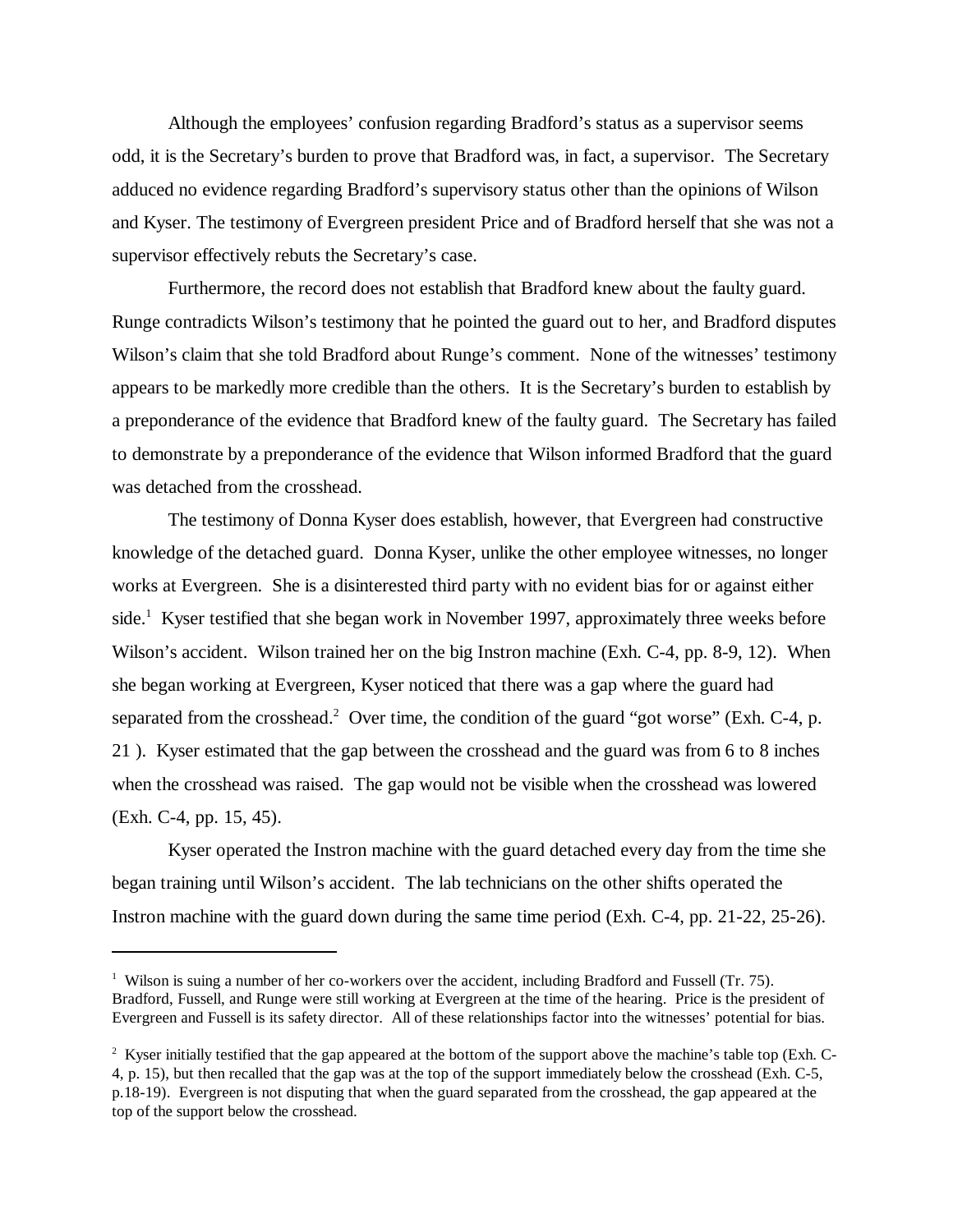Although the employees' confusion regarding Bradford's status as a supervisor seems odd, it is the Secretary's burden to prove that Bradford was, in fact, a supervisor. The Secretary adduced no evidence regarding Bradford's supervisory status other than the opinions of Wilson and Kyser. The testimony of Evergreen president Price and of Bradford herself that she was not a supervisor effectively rebuts the Secretary's case.

Furthermore, the record does not establish that Bradford knew about the faulty guard. Runge contradicts Wilson's testimony that he pointed the guard out to her, and Bradford disputes Wilson's claim that she told Bradford about Runge's comment. None of the witnesses' testimony appears to be markedly more credible than the others. It is the Secretary's burden to establish by a preponderance of the evidence that Bradford knew of the faulty guard. The Secretary has failed to demonstrate by a preponderance of the evidence that Wilson informed Bradford that the guard was detached from the crosshead.

The testimony of Donna Kyser does establish, however, that Evergreen had constructive knowledge of the detached guard. Donna Kyser, unlike the other employee witnesses, no longer works at Evergreen. She is a disinterested third party with no evident bias for or against either side.[1] Kyser testified that she began work in November 1997, approximately three weeks before Wilson's accident. Wilson trained her on the big Instron machine (Exh. C-4, pp. 8-9, 12). When she began working at Evergreen, Kyser noticed that there was a gap where the guard had separated from the crosshead.[2] Over time, the condition of the guard "got worse" (Exh. C-4, p. 21 ). Kyser estimated that the gap between the crosshead and the guard was from 6 to 8 inches when the crosshead was raised. The gap would not be visible when the crosshead was lowered (Exh. C-4, pp. 15, 45).

Kyser operated the Instron machine with the guard detached every day from the time she began training until Wilson's accident. The lab technicians on the other shifts operated the Instron machine with the guard down during the same time period (Exh. C-4, pp. 21-22, 25-26).

---

[1] Wilson is suing a number of her co-workers over the accident, including Bradford and Fussell (Tr. 75). Bradford, Fussell, and Runge were still working at Evergreen at the time of the hearing. Price is the president of Evergreen and Fussell is its safety director. All of these relationships factor into the witnesses' potential for bias.

[2] Kyser initially testified that the gap appeared at the bottom of the support above the machine's table top (Exh. C-4, p. 15), but then recalled that the gap was at the top of the support immediately below the crosshead (Exh. C-5, p.18-19). Evergreen is not disputing that when the guard separated from the crosshead, the gap appeared at the top of the support below the crosshead.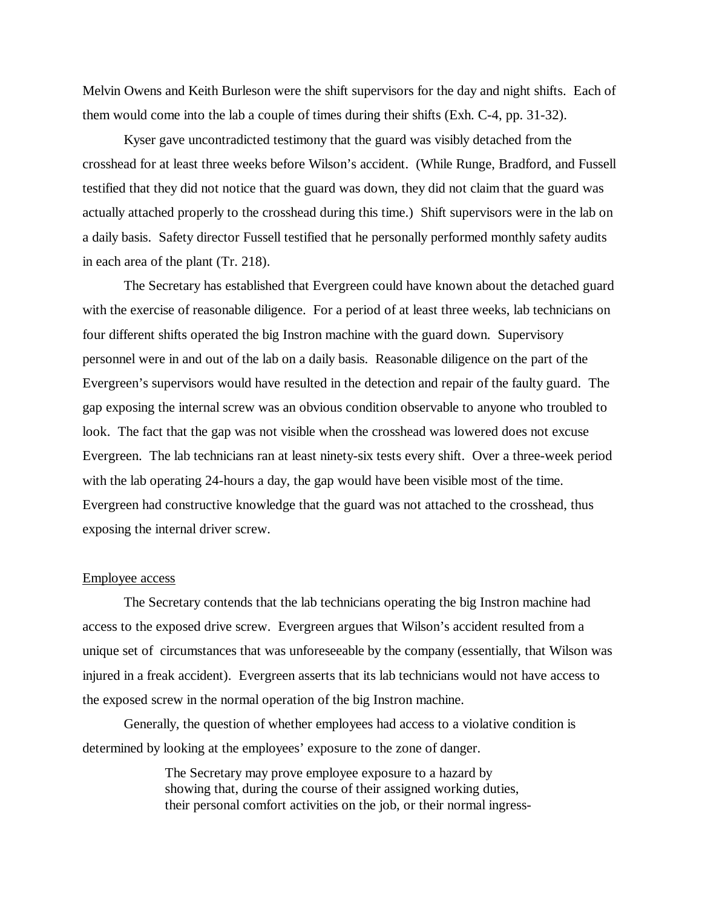Melvin Owens and Keith Burleson were the shift supervisors for the day and night shifts. Each of them would come into the lab a couple of times during their shifts (Exh. C-4, pp. 31-32).

Kyser gave uncontradicted testimony that the guard was visibly detached from the crosshead for at least three weeks before Wilson's accident. (While Runge, Bradford, and Fussell testified that they did not notice that the guard was down, they did not claim that the guard was actually attached properly to the crosshead during this time.) Shift supervisors were in the lab on a daily basis. Safety director Fussell testified that he personally performed monthly safety audits in each area of the plant (Tr. 218).

The Secretary has established that Evergreen could have known about the detached guard with the exercise of reasonable diligence. For a period of at least three weeks, lab technicians on four different shifts operated the big Instron machine with the guard down. Supervisory personnel were in and out of the lab on a daily basis. Reasonable diligence on the part of the Evergreen's supervisors would have resulted in the detection and repair of the faulty guard. The gap exposing the internal screw was an obvious condition observable to anyone who troubled to look. The fact that the gap was not visible when the crosshead was lowered does not excuse Evergreen. The lab technicians ran at least ninety-six tests every shift. Over a three-week period with the lab operating 24-hours a day, the gap would have been visible most of the time. Evergreen had constructive knowledge that the guard was not attached to the crosshead, thus exposing the internal driver screw.

<u>Employee access</u>

The Secretary contends that the lab technicians operating the big Instron machine had access to the exposed drive screw. Evergreen argues that Wilson's accident resulted from a unique set of circumstances that was unforeseeable by the company (essentially, that Wilson was injured in a freak accident). Evergreen asserts that its lab technicians would not have access to the exposed screw in the normal operation of the big Instron machine.

Generally, the question of whether employees had access to a violative condition is determined by looking at the employees' exposure to the zone of danger.

> The Secretary may prove employee exposure to a hazard by showing that, during the course of their assigned working duties, their personal comfort activities on the job, or their normal ingress-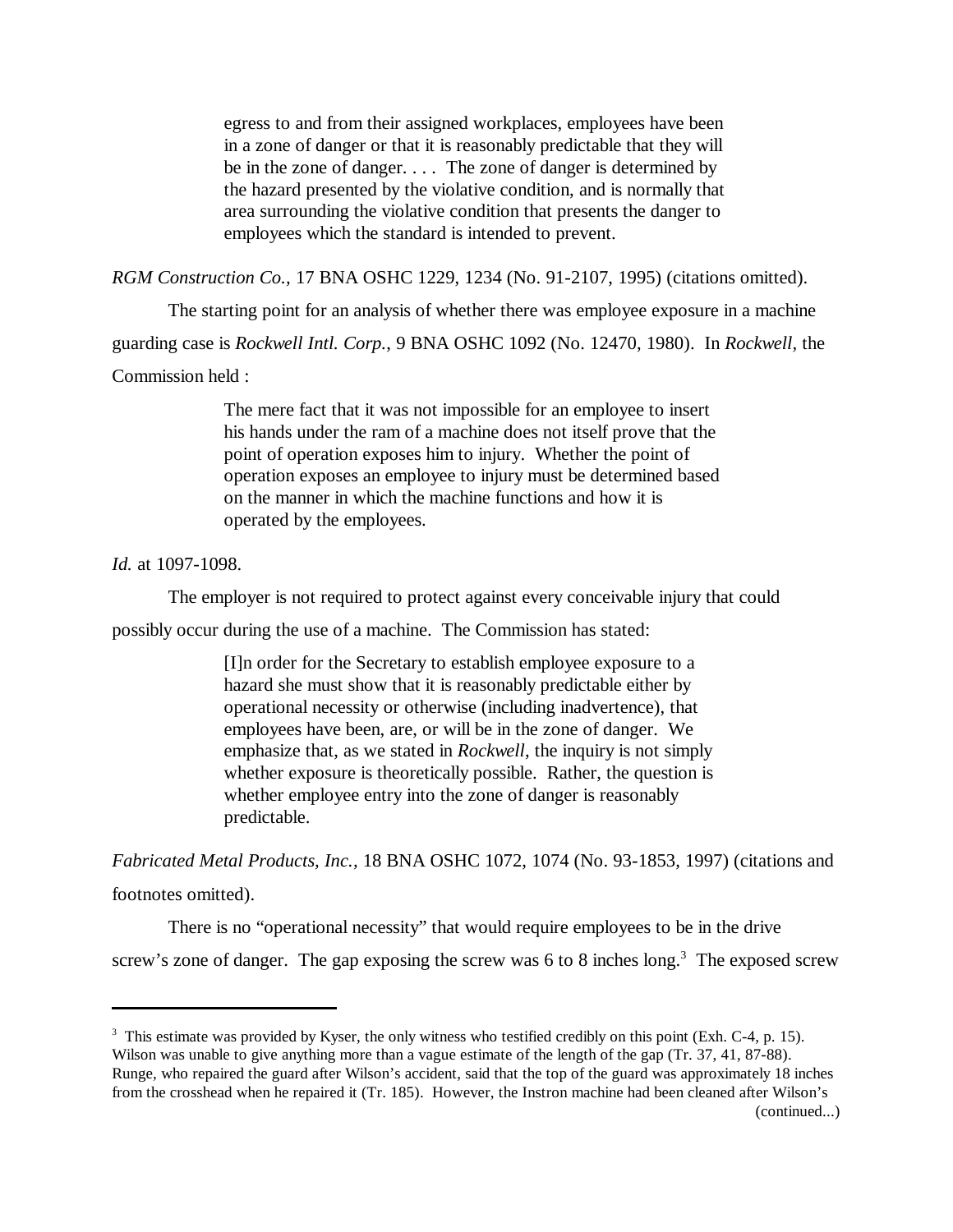> egress to and from their assigned workplaces, employees have been in a zone of danger or that it is reasonably predictable that they will be in the zone of danger. . . . The zone of danger is determined by the hazard presented by the violative condition, and is normally that area surrounding the violative condition that presents the danger to employees which the standard is intended to prevent.

*RGM Construction Co.*, 17 BNA OSHC 1229, 1234 (No. 91-2107, 1995) (citations omitted).

The starting point for an analysis of whether there was employee exposure in a machine guarding case is *Rockwell Intl. Corp.*, 9 BNA OSHC 1092 (No. 12470, 1980). In *Rockwell,* the Commission held :

> The mere fact that it was not impossible for an employee to insert his hands under the ram of a machine does not itself prove that the point of operation exposes him to injury. Whether the point of operation exposes an employee to injury must be determined based on the manner in which the machine functions and how it is operated by the employees.

*Id.* at 1097-1098.

The employer is not required to protect against every conceivable injury that could possibly occur during the use of a machine. The Commission has stated:

> [I]n order for the Secretary to establish employee exposure to a hazard she must show that it is reasonably predictable either by operational necessity or otherwise (including inadvertence), that employees have been, are, or will be in the zone of danger. We emphasize that, as we stated in *Rockwell*, the inquiry is not simply whether exposure is theoretically possible. Rather, the question is whether employee entry into the zone of danger is reasonably predictable.

*Fabricated Metal Products, Inc.*, 18 BNA OSHC 1072, 1074 (No. 93-1853, 1997) (citations and footnotes omitted).

There is no "operational necessity" that would require employees to be in the drive screw's zone of danger. The gap exposing the screw was 6 to 8 inches long.[3] The exposed screw

---

[3] This estimate was provided by Kyser, the only witness who testified credibly on this point (Exh. C-4, p. 15). Wilson was unable to give anything more than a vague estimate of the length of the gap (Tr. 37, 41, 87-88). Runge, who repaired the guard after Wilson's accident, said that the top of the guard was approximately 18 inches from the crosshead when he repaired it (Tr. 185). However, the Instron machine had been cleaned after Wilson's (continued...)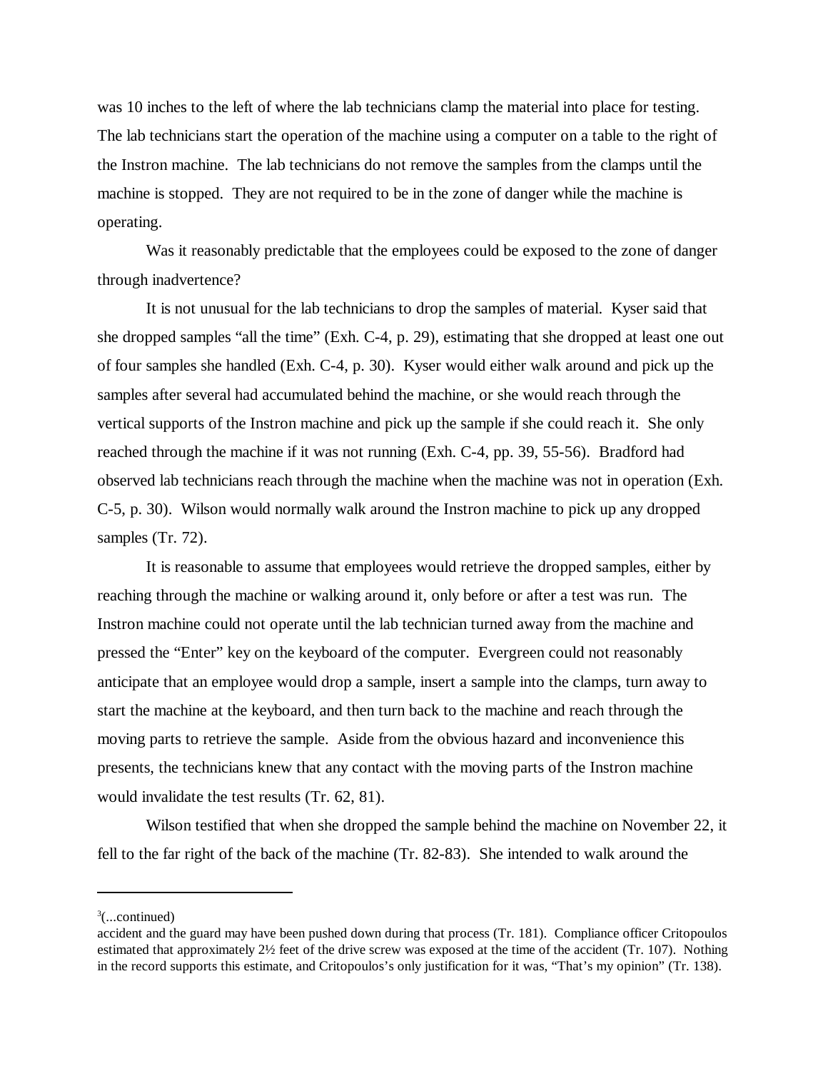was 10 inches to the left of where the lab technicians clamp the material into place for testing. The lab technicians start the operation of the machine using a computer on a table to the right of the Instron machine. The lab technicians do not remove the samples from the clamps until the machine is stopped. They are not required to be in the zone of danger while the machine is operating.

Was it reasonably predictable that the employees could be exposed to the zone of danger through inadvertence?

It is not unusual for the lab technicians to drop the samples of material. Kyser said that she dropped samples "all the time" (Exh. C-4, p. 29), estimating that she dropped at least one out of four samples she handled (Exh. C-4, p. 30). Kyser would either walk around and pick up the samples after several had accumulated behind the machine, or she would reach through the vertical supports of the Instron machine and pick up the sample if she could reach it. She only reached through the machine if it was not running (Exh. C-4, pp. 39, 55-56). Bradford had observed lab technicians reach through the machine when the machine was not in operation (Exh. C-5, p. 30). Wilson would normally walk around the Instron machine to pick up any dropped samples (Tr. 72).

It is reasonable to assume that employees would retrieve the dropped samples, either by reaching through the machine or walking around it, only before or after a test was run. The Instron machine could not operate until the lab technician turned away from the machine and pressed the "Enter" key on the keyboard of the computer. Evergreen could not reasonably anticipate that an employee would drop a sample, insert a sample into the clamps, turn away to start the machine at the keyboard, and then turn back to the machine and reach through the moving parts to retrieve the sample. Aside from the obvious hazard and inconvenience this presents, the technicians knew that any contact with the moving parts of the Instron machine would invalidate the test results (Tr. 62, 81).

Wilson testified that when she dropped the sample behind the machine on November 22, it fell to the far right of the back of the machine (Tr. 82-83). She intended to walk around the

---

[3](...continued)
accident and the guard may have been pushed down during that process (Tr. 181). Compliance officer Critopoulos estimated that approximately 2½ feet of the drive screw was exposed at the time of the accident (Tr. 107). Nothing in the record supports this estimate, and Critopoulos's only justification for it was, "That's my opinion" (Tr. 138).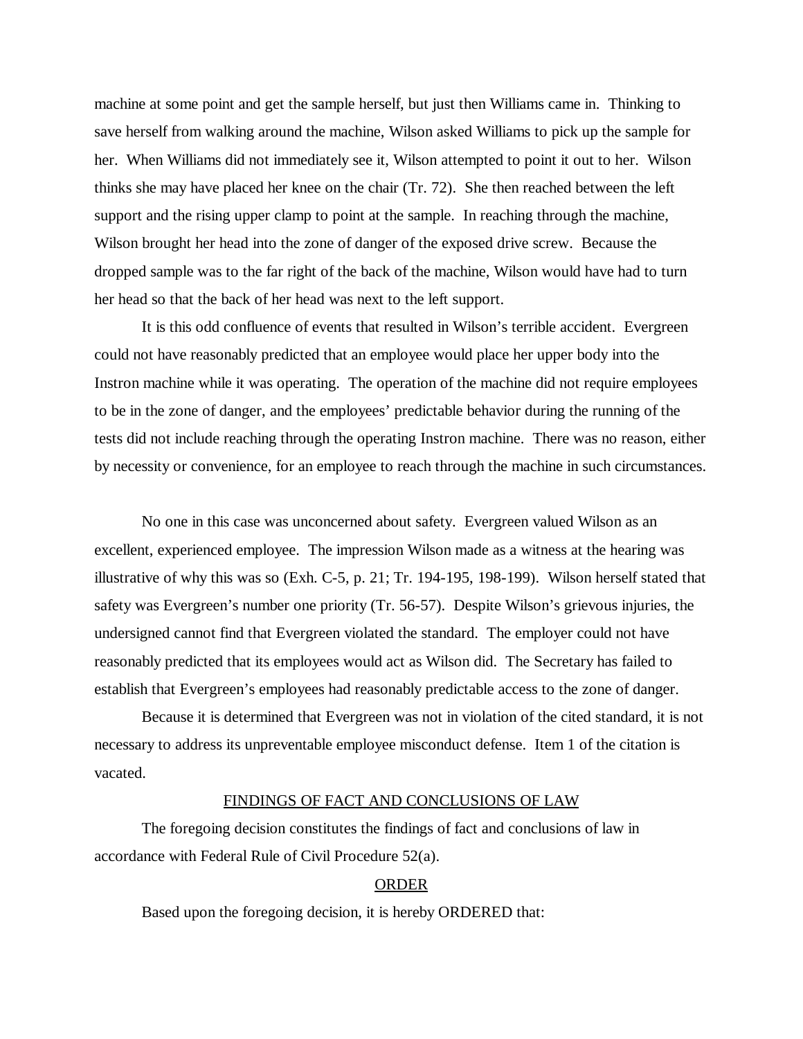machine at some point and get the sample herself, but just then Williams came in. Thinking to save herself from walking around the machine, Wilson asked Williams to pick up the sample for her. When Williams did not immediately see it, Wilson attempted to point it out to her. Wilson thinks she may have placed her knee on the chair (Tr. 72). She then reached between the left support and the rising upper clamp to point at the sample. In reaching through the machine, Wilson brought her head into the zone of danger of the exposed drive screw. Because the dropped sample was to the far right of the back of the machine, Wilson would have had to turn her head so that the back of her head was next to the left support.

It is this odd confluence of events that resulted in Wilson's terrible accident. Evergreen could not have reasonably predicted that an employee would place her upper body into the Instron machine while it was operating. The operation of the machine did not require employees to be in the zone of danger, and the employees' predictable behavior during the running of the tests did not include reaching through the operating Instron machine. There was no reason, either by necessity or convenience, for an employee to reach through the machine in such circumstances.

No one in this case was unconcerned about safety. Evergreen valued Wilson as an excellent, experienced employee. The impression Wilson made as a witness at the hearing was illustrative of why this was so (Exh. C-5, p. 21; Tr. 194-195, 198-199). Wilson herself stated that safety was Evergreen's number one priority (Tr. 56-57). Despite Wilson's grievous injuries, the undersigned cannot find that Evergreen violated the standard. The employer could not have reasonably predicted that its employees would act as Wilson did. The Secretary has failed to establish that Evergreen's employees had reasonably predictable access to the zone of danger.

Because it is determined that Evergreen was not in violation of the cited standard, it is not necessary to address its unpreventable employee misconduct defense. Item 1 of the citation is vacated.

## FINDINGS OF FACT AND CONCLUSIONS OF LAW

The foregoing decision constitutes the findings of fact and conclusions of law in accordance with Federal Rule of Civil Procedure 52(a).

## ORDER

Based upon the foregoing decision, it is hereby ORDERED that: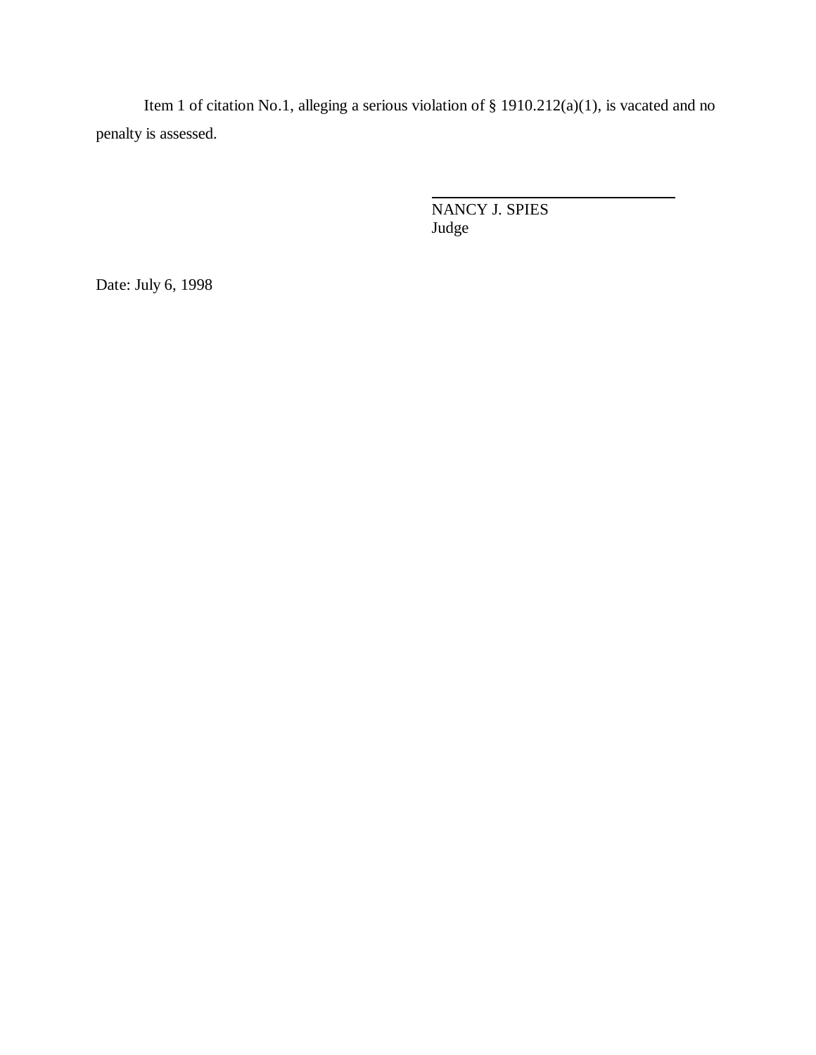Item 1 of citation No.1, alleging a serious violation of § 1910.212(a)(1), is vacated and no penalty is assessed.

NANCY J. SPIES
Judge

Date: July 6, 1998